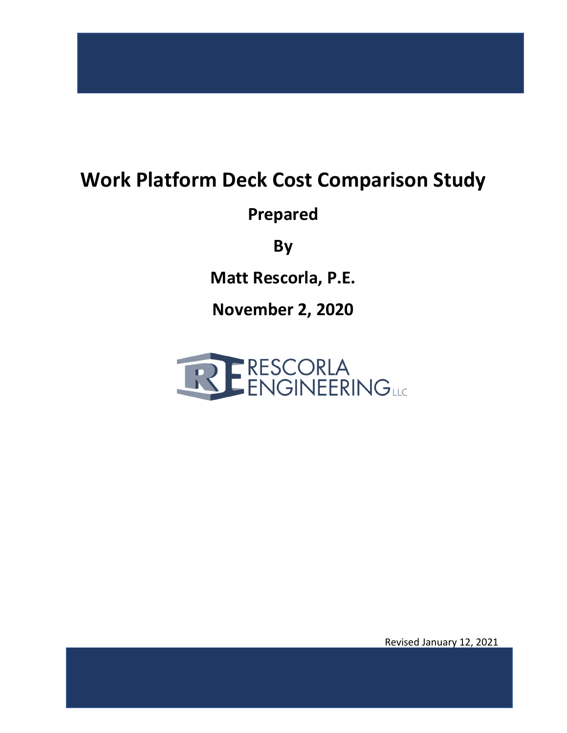# Work Platform Deck Cost Comparison Study

**Prepared**

**By**

**Matt Rescorla, P.E.**

**November 2, 2020**

RESCORLA ENGINEERING LLC

Revised January 12, 2021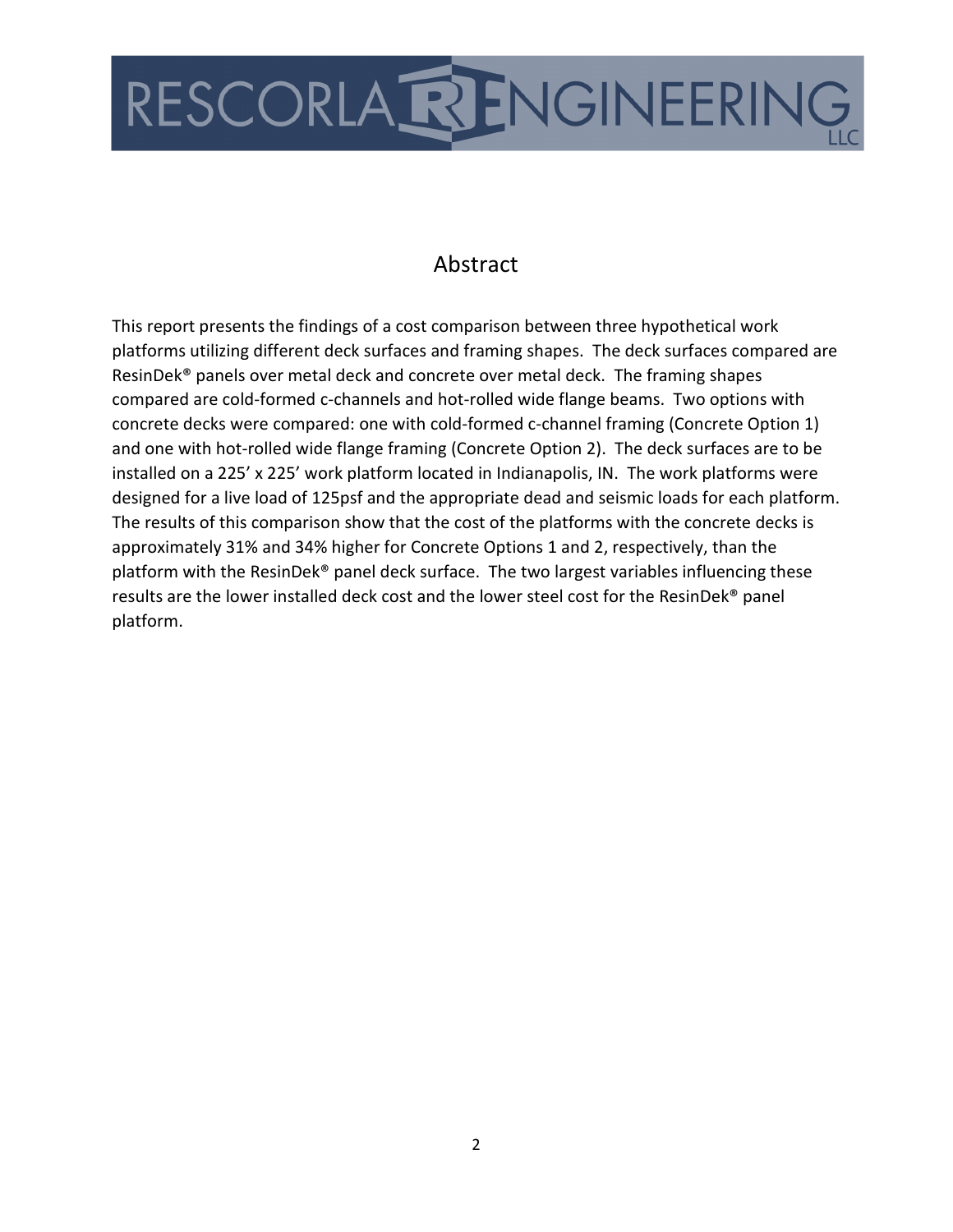# Abstract

This report presents the findings of a cost comparison between three hypothetical work platforms utilizing different deck surfaces and framing shapes. The deck surfaces compared are ResinDek® panels over metal deck and concrete over metal deck. The framing shapes compared are cold-formed c-channels and hot-rolled wide flange beams. Two options with concrete decks were compared: one with cold-formed c-channel framing (Concrete Option 1) and one with hot-rolled wide flange framing (Concrete Option 2). The deck surfaces are to be installed on a 225' x 225' work platform located in Indianapolis, IN. The work platforms were designed for a live load of 125psf and the appropriate dead and seismic loads for each platform. The results of this comparison show that the cost of the platforms with the concrete decks is approximately 31% and 34% higher for Concrete Options 1 and 2, respectively, than the platform with the ResinDek® panel deck surface. The two largest variables influencing these results are the lower installed deck cost and the lower steel cost for the ResinDek® panel platform.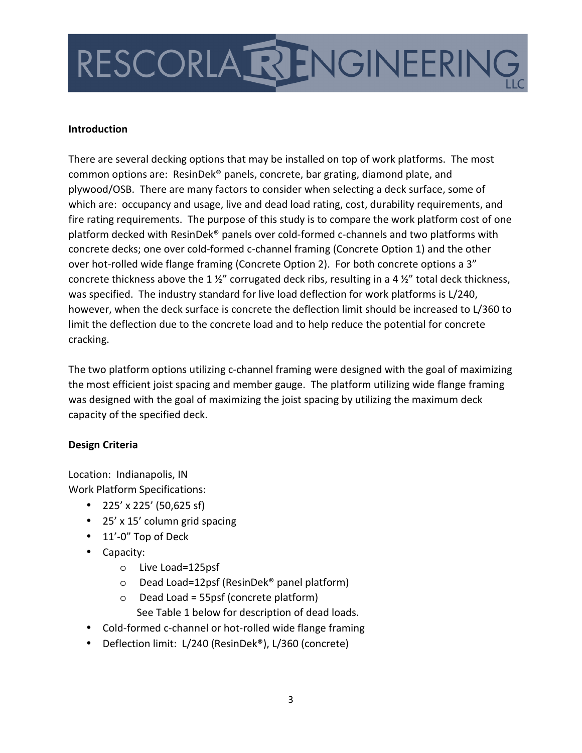**Introduction**

There are several decking options that may be installed on top of work platforms. The most common options are: ResinDek® panels, concrete, bar grating, diamond plate, and plywood/OSB. There are many factors to consider when selecting a deck surface, some of which are: occupancy and usage, live and dead load rating, cost, durability requirements, and fire rating requirements. The purpose of this study is to compare the work platform cost of one platform decked with ResinDek® panels over cold-formed c-channels and two platforms with concrete decks; one over cold-formed c-channel framing (Concrete Option 1) and the other over hot-rolled wide flange framing (Concrete Option 2). For both concrete options a 3" concrete thickness above the 1 ½" corrugated deck ribs, resulting in a 4 ½" total deck thickness, was specified. The industry standard for live load deflection for work platforms is L/240, however, when the deck surface is concrete the deflection limit should be increased to L/360 to limit the deflection due to the concrete load and to help reduce the potential for concrete cracking.

The two platform options utilizing c-channel framing were designed with the goal of maximizing the most efficient joist spacing and member gauge. The platform utilizing wide flange framing was designed with the goal of maximizing the joist spacing by utilizing the maximum deck capacity of the specified deck.

**Design Criteria**

Location: Indianapolis, IN
Work Platform Specifications:

- 225' x 225' (50,625 sf)
- 25' x 15' column grid spacing
- 11'-0" Top of Deck
- Capacity:
  - Live Load=125psf
  - Dead Load=12psf (ResinDek® panel platform)
  - Dead Load = 55psf (concrete platform)

    See Table 1 below for description of dead loads.
- Cold-formed c-channel or hot-rolled wide flange framing
- Deflection limit: L/240 (ResinDek®), L/360 (concrete)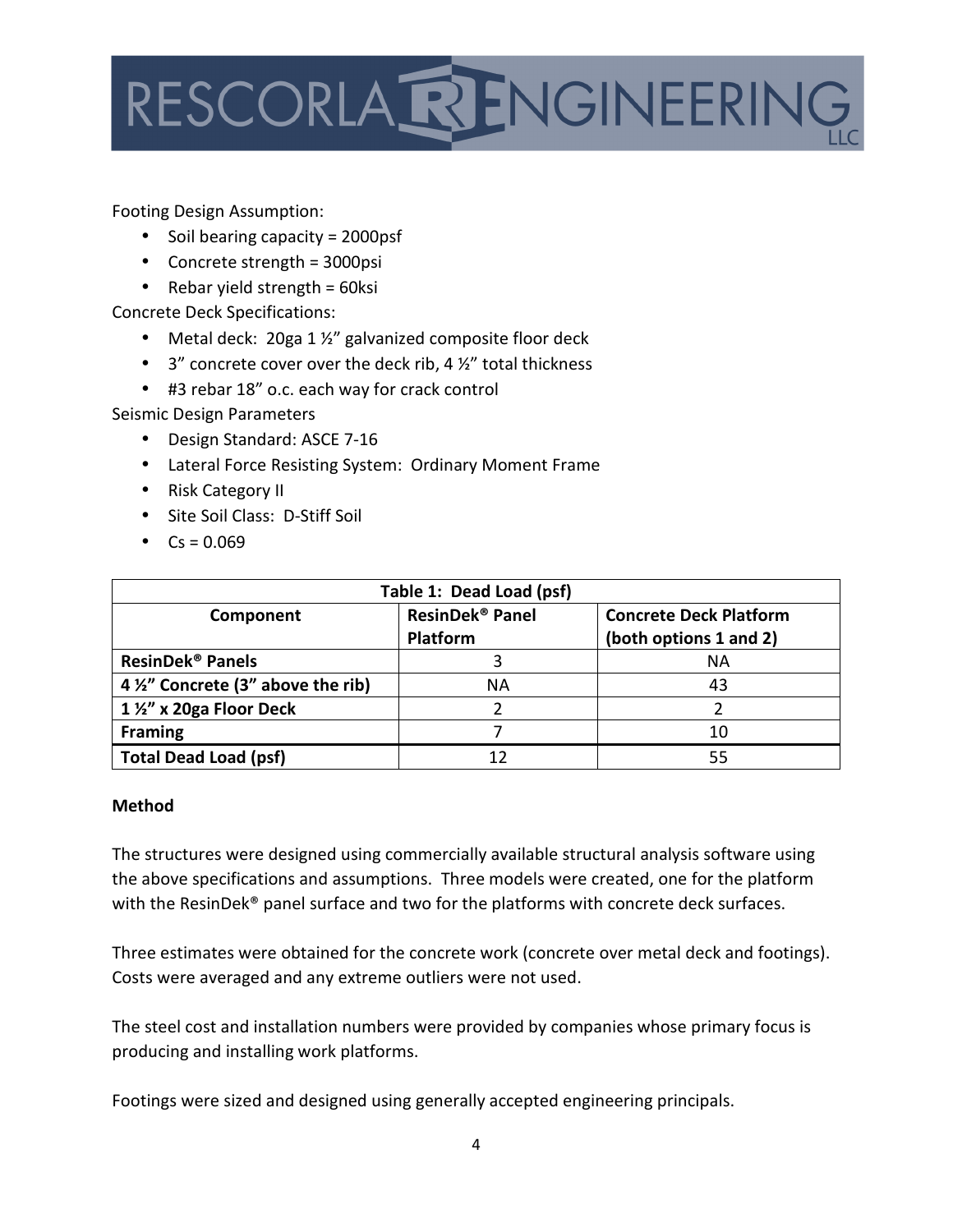Footing Design Assumption:

- Soil bearing capacity = 2000psf
- Concrete strength = 3000psi
- Rebar yield strength = 60ksi

Concrete Deck Specifications:

- Metal deck: 20ga 1 ½" galvanized composite floor deck
- 3" concrete cover over the deck rib, 4 ½" total thickness
- #3 rebar 18" o.c. each way for crack control

Seismic Design Parameters

- Design Standard: ASCE 7-16
- Lateral Force Resisting System: Ordinary Moment Frame
- Risk Category II
- Site Soil Class: D-Stiff Soil
- Cs = 0.069

| Table 1: Dead Load (psf) | | |
|---|---|---|
| **Component** | **ResinDek® Panel Platform** | **Concrete Deck Platform (both options 1 and 2)** |
| **ResinDek® Panels** | 3 | NA |
| **4 ½" Concrete (3" above the rib)** | NA | 43 |
| **1 ½" x 20ga Floor Deck** | 2 | 2 |
| **Framing** | 7 | 10 |
| **Total Dead Load (psf)** | 12 | 55 |

**Method**

The structures were designed using commercially available structural analysis software using the above specifications and assumptions. Three models were created, one for the platform with the ResinDek® panel surface and two for the platforms with concrete deck surfaces.

Three estimates were obtained for the concrete work (concrete over metal deck and footings). Costs were averaged and any extreme outliers were not used.

The steel cost and installation numbers were provided by companies whose primary focus is producing and installing work platforms.

Footings were sized and designed using generally accepted engineering principals.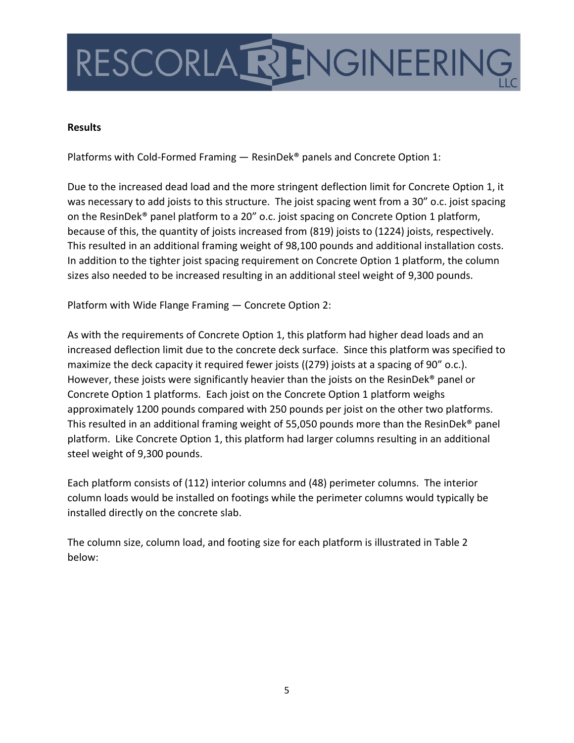**Results**

Platforms with Cold-Formed Framing — ResinDek® panels and Concrete Option 1:

Due to the increased dead load and the more stringent deflection limit for Concrete Option 1, it was necessary to add joists to this structure. The joist spacing went from a 30" o.c. joist spacing on the ResinDek® panel platform to a 20" o.c. joist spacing on Concrete Option 1 platform, because of this, the quantity of joists increased from (819) joists to (1224) joists, respectively. This resulted in an additional framing weight of 98,100 pounds and additional installation costs. In addition to the tighter joist spacing requirement on Concrete Option 1 platform, the column sizes also needed to be increased resulting in an additional steel weight of 9,300 pounds.

Platform with Wide Flange Framing — Concrete Option 2:

As with the requirements of Concrete Option 1, this platform had higher dead loads and an increased deflection limit due to the concrete deck surface. Since this platform was specified to maximize the deck capacity it required fewer joists ((279) joists at a spacing of 90" o.c.). However, these joists were significantly heavier than the joists on the ResinDek® panel or Concrete Option 1 platforms. Each joist on the Concrete Option 1 platform weighs approximately 1200 pounds compared with 250 pounds per joist on the other two platforms. This resulted in an additional framing weight of 55,050 pounds more than the ResinDek® panel platform. Like Concrete Option 1, this platform had larger columns resulting in an additional steel weight of 9,300 pounds.

Each platform consists of (112) interior columns and (48) perimeter columns. The interior column loads would be installed on footings while the perimeter columns would typically be installed directly on the concrete slab.

The column size, column load, and footing size for each platform is illustrated in Table 2 below: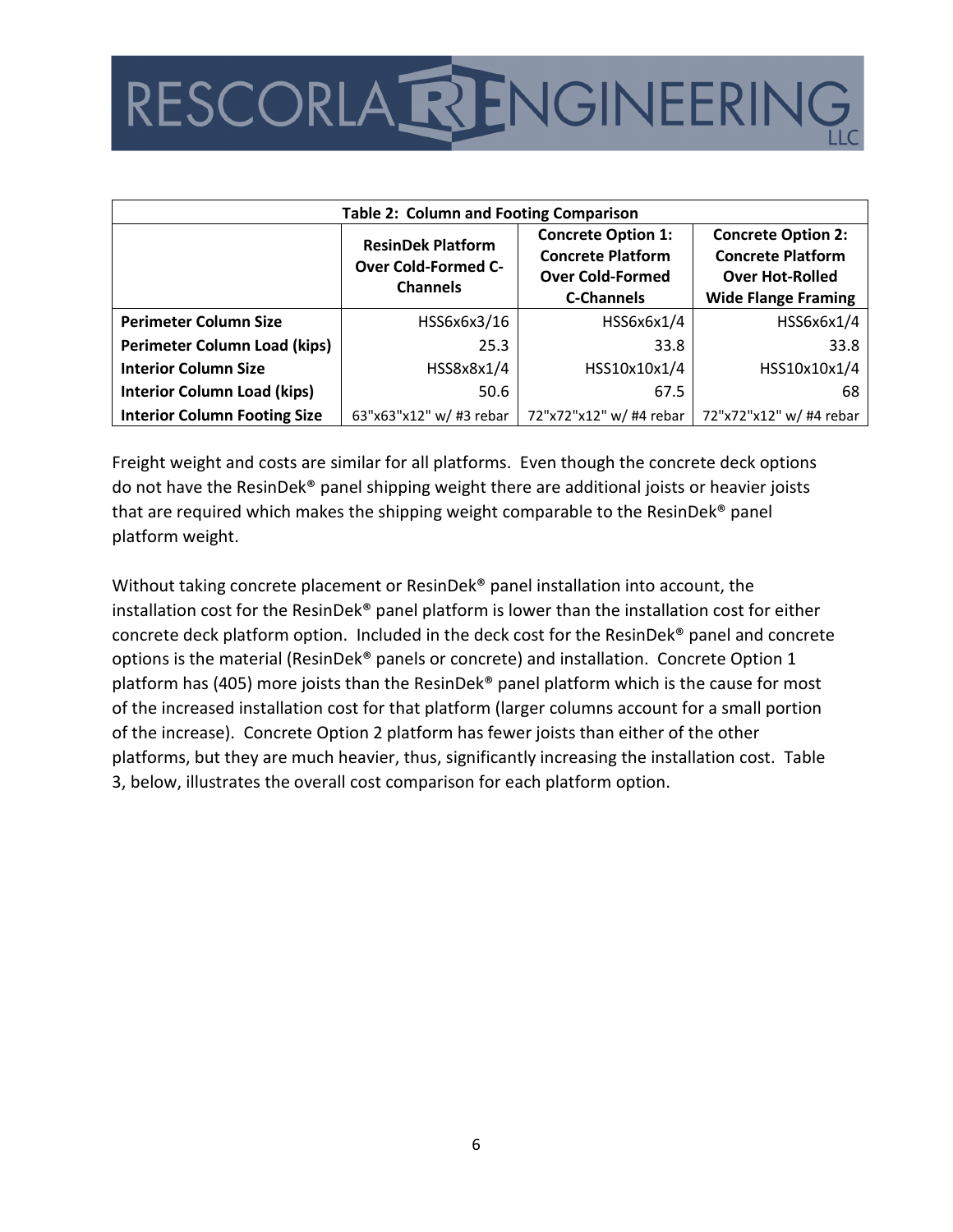| Table 2: Column and Footing Comparison | | | |
|---|---|---|---|
| | **ResinDek Platform Over Cold-Formed C-Channels** | **Concrete Option 1: Concrete Platform Over Cold-Formed C-Channels** | **Concrete Option 2: Concrete Platform Over Hot-Rolled Wide Flange Framing** |
| **Perimeter Column Size** | HSS6x6x3/16 | HSS6x6x1/4 | HSS6x6x1/4 |
| **Perimeter Column Load (kips)** | 25.3 | 33.8 | 33.8 |
| **Interior Column Size** | HSS8x8x1/4 | HSS10x10x1/4 | HSS10x10x1/4 |
| **Interior Column Load (kips)** | 50.6 | 67.5 | 68 |
| **Interior Column Footing Size** | 63"x63"x12" w/ #3 rebar | 72"x72"x12" w/ #4 rebar | 72"x72"x12" w/ #4 rebar |

Freight weight and costs are similar for all platforms. Even though the concrete deck options do not have the ResinDek® panel shipping weight there are additional joists or heavier joists that are required which makes the shipping weight comparable to the ResinDek® panel platform weight.

Without taking concrete placement or ResinDek® panel installation into account, the installation cost for the ResinDek® panel platform is lower than the installation cost for either concrete deck platform option. Included in the deck cost for the ResinDek® panel and concrete options is the material (ResinDek® panels or concrete) and installation. Concrete Option 1 platform has (405) more joists than the ResinDek® panel platform which is the cause for most of the increased installation cost for that platform (larger columns account for a small portion of the increase). Concrete Option 2 platform has fewer joists than either of the other platforms, but they are much heavier, thus, significantly increasing the installation cost. Table 3, below, illustrates the overall cost comparison for each platform option.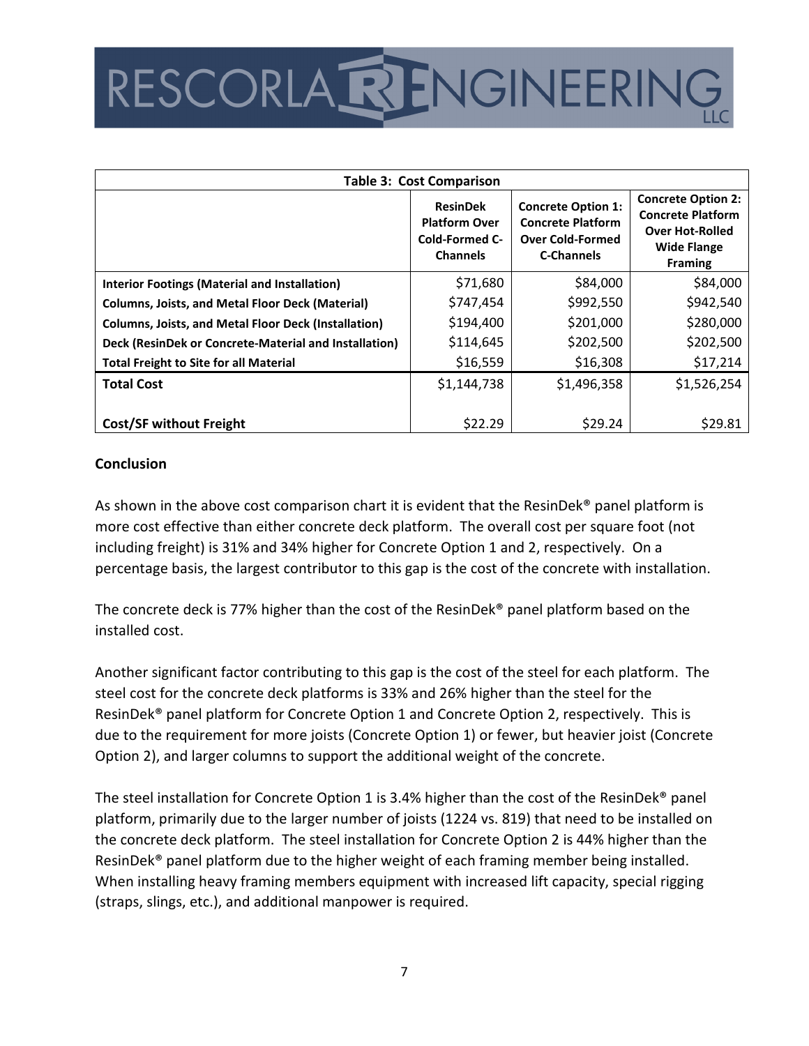| Table 3: Cost Comparison | | | |
|---|---|---|---|
| | **ResinDek Platform Over Cold-Formed C-Channels** | **Concrete Option 1: Concrete Platform Over Cold-Formed C-Channels** | **Concrete Option 2: Concrete Platform Over Hot-Rolled Wide Flange Framing** |
| **Interior Footings (Material and Installation)** | $71,680 | $84,000 | $84,000 |
| **Columns, Joists, and Metal Floor Deck (Material)** | $747,454 | $992,550 | $942,540 |
| **Columns, Joists, and Metal Floor Deck (Installation)** | $194,400 | $201,000 | $280,000 |
| **Deck (ResinDek or Concrete-Material and Installation)** | $114,645 | $202,500 | $202,500 |
| **Total Freight to Site for all Material** | $16,559 | $16,308 | $17,214 |
| **Total Cost** | $1,144,738 | $1,496,358 | $1,526,254 |
| **Cost/SF without Freight** | $22.29 | $29.24 | $29.81 |

## Conclusion

As shown in the above cost comparison chart it is evident that the ResinDek® panel platform is more cost effective than either concrete deck platform. The overall cost per square foot (not including freight) is 31% and 34% higher for Concrete Option 1 and 2, respectively. On a percentage basis, the largest contributor to this gap is the cost of the concrete with installation.

The concrete deck is 77% higher than the cost of the ResinDek® panel platform based on the installed cost.

Another significant factor contributing to this gap is the cost of the steel for each platform. The steel cost for the concrete deck platforms is 33% and 26% higher than the steel for the ResinDek® panel platform for Concrete Option 1 and Concrete Option 2, respectively. This is due to the requirement for more joists (Concrete Option 1) or fewer, but heavier joist (Concrete Option 2), and larger columns to support the additional weight of the concrete.

The steel installation for Concrete Option 1 is 3.4% higher than the cost of the ResinDek® panel platform, primarily due to the larger number of joists (1224 vs. 819) that need to be installed on the concrete deck platform. The steel installation for Concrete Option 2 is 44% higher than the ResinDek® panel platform due to the higher weight of each framing member being installed. When installing heavy framing members equipment with increased lift capacity, special rigging (straps, slings, etc.), and additional manpower is required.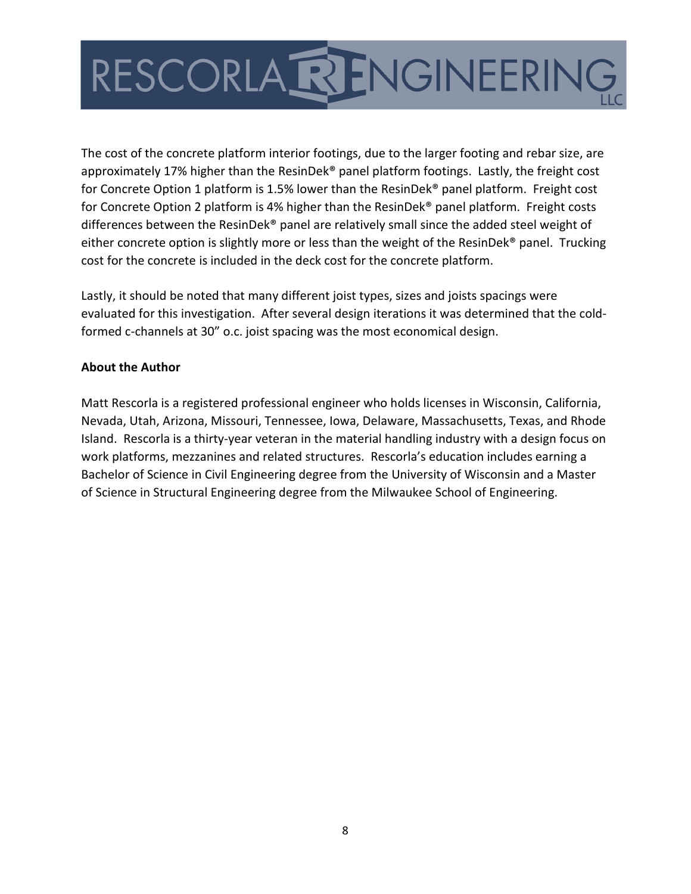The cost of the concrete platform interior footings, due to the larger footing and rebar size, are approximately 17% higher than the ResinDek® panel platform footings. Lastly, the freight cost for Concrete Option 1 platform is 1.5% lower than the ResinDek® panel platform. Freight cost for Concrete Option 2 platform is 4% higher than the ResinDek® panel platform. Freight costs differences between the ResinDek® panel are relatively small since the added steel weight of either concrete option is slightly more or less than the weight of the ResinDek® panel. Trucking cost for the concrete is included in the deck cost for the concrete platform.

Lastly, it should be noted that many different joist types, sizes and joists spacings were evaluated for this investigation. After several design iterations it was determined that the cold-formed c-channels at 30" o.c. joist spacing was the most economical design.

**About the Author**

Matt Rescorla is a registered professional engineer who holds licenses in Wisconsin, California, Nevada, Utah, Arizona, Missouri, Tennessee, Iowa, Delaware, Massachusetts, Texas, and Rhode Island. Rescorla is a thirty-year veteran in the material handling industry with a design focus on work platforms, mezzanines and related structures. Rescorla's education includes earning a Bachelor of Science in Civil Engineering degree from the University of Wisconsin and a Master of Science in Structural Engineering degree from the Milwaukee School of Engineering.